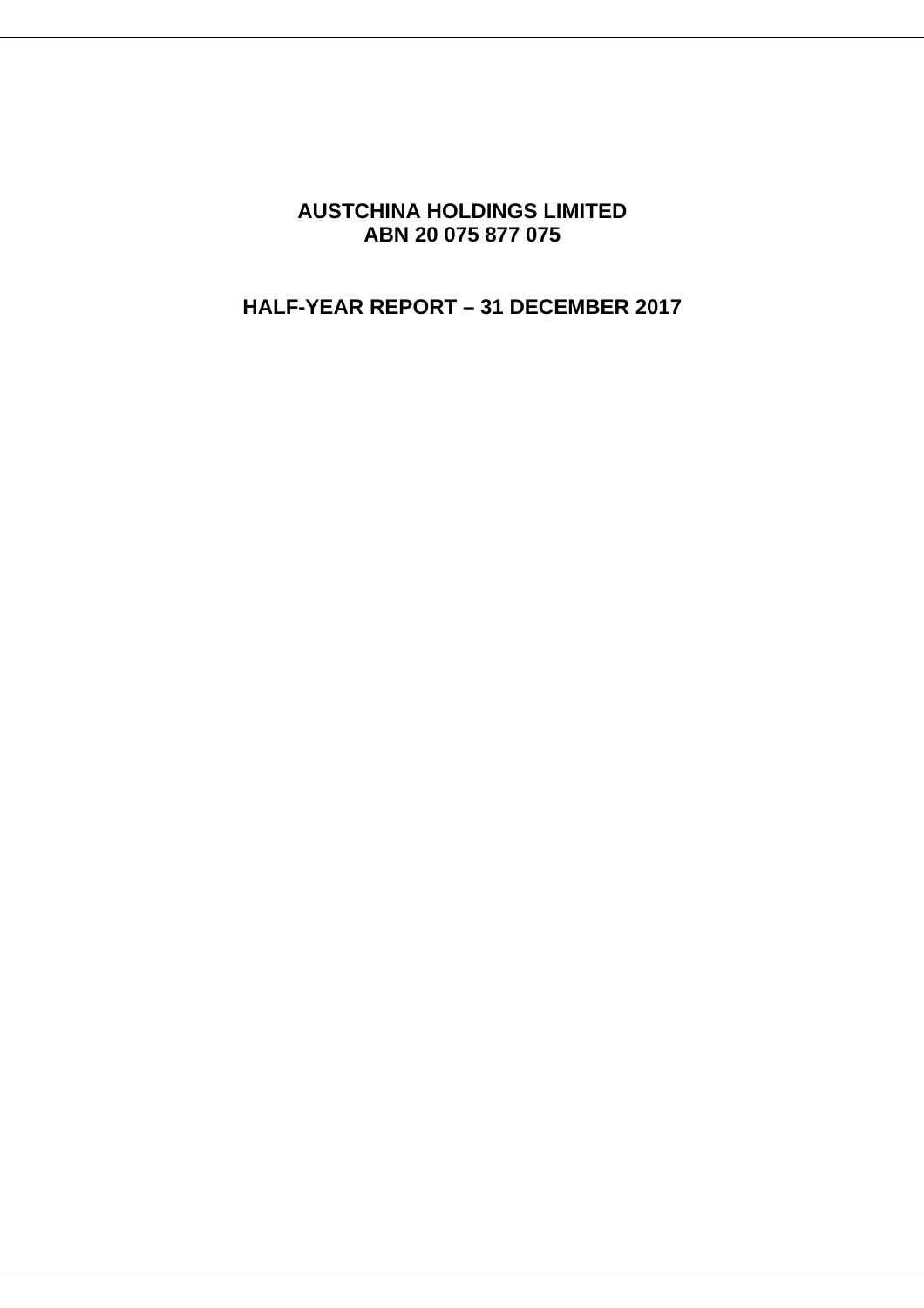# AUSTCHINA HOLDINGS LIMITED
# ABN 20 075 877 075

## HALF-YEAR REPORT – 31 DECEMBER 2017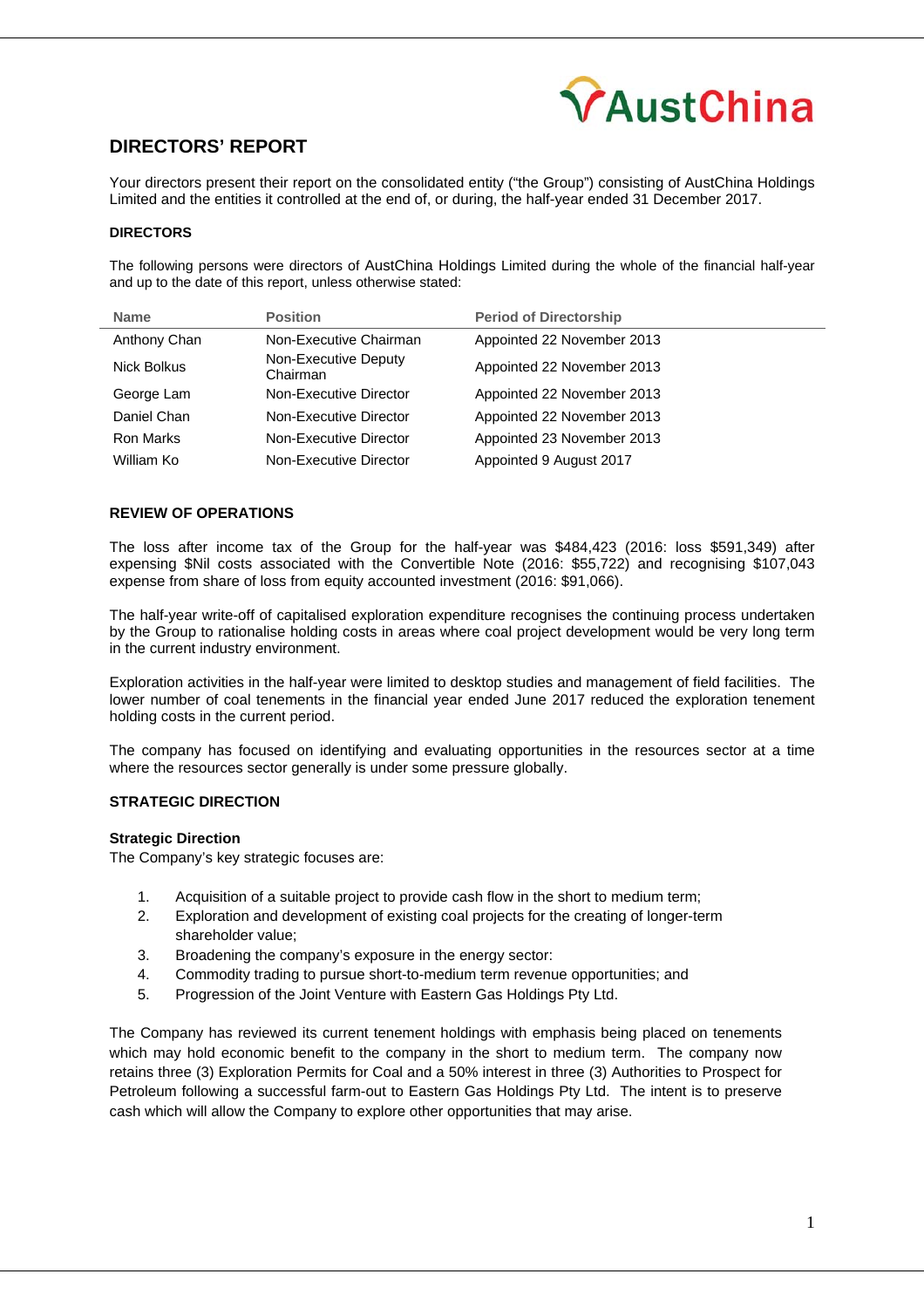## DIRECTORS' REPORT

Your directors present their report on the consolidated entity ("the Group") consisting of AustChina Holdings Limited and the entities it controlled at the end of, or during, the half-year ended 31 December 2017.

### DIRECTORS

The following persons were directors of AustChina Holdings Limited during the whole of the financial half-year and up to the date of this report, unless otherwise stated:

| Name | Position | Period of Directorship |
|---|---|---|
| Anthony Chan | Non-Executive Chairman | Appointed 22 November 2013 |
| Nick Bolkus | Non-Executive Deputy Chairman | Appointed 22 November 2013 |
| George Lam | Non-Executive Director | Appointed 22 November 2013 |
| Daniel Chan | Non-Executive Director | Appointed 22 November 2013 |
| Ron Marks | Non-Executive Director | Appointed 23 November 2013 |
| William Ko | Non-Executive Director | Appointed 9 August 2017 |

### REVIEW OF OPERATIONS

The loss after income tax of the Group for the half-year was $484,423 (2016: loss $591,349) after expensing $Nil costs associated with the Convertible Note (2016: $55,722) and recognising $107,043 expense from share of loss from equity accounted investment (2016: $91,066).

The half-year write-off of capitalised exploration expenditure recognises the continuing process undertaken by the Group to rationalise holding costs in areas where coal project development would be very long term in the current industry environment.

Exploration activities in the half-year were limited to desktop studies and management of field facilities. The lower number of coal tenements in the financial year ended June 2017 reduced the exploration tenement holding costs in the current period.

The company has focused on identifying and evaluating opportunities in the resources sector at a time where the resources sector generally is under some pressure globally.

### STRATEGIC DIRECTION

**Strategic Direction**

The Company's key strategic focuses are:

1. Acquisition of a suitable project to provide cash flow in the short to medium term;
2. Exploration and development of existing coal projects for the creating of longer-term shareholder value;
3. Broadening the company's exposure in the energy sector:
4. Commodity trading to pursue short-to-medium term revenue opportunities; and
5. Progression of the Joint Venture with Eastern Gas Holdings Pty Ltd.

The Company has reviewed its current tenement holdings with emphasis being placed on tenements which may hold economic benefit to the company in the short to medium term. The company now retains three (3) Exploration Permits for Coal and a 50% interest in three (3) Authorities to Prospect for Petroleum following a successful farm-out to Eastern Gas Holdings Pty Ltd. The intent is to preserve cash which will allow the Company to explore other opportunities that may arise.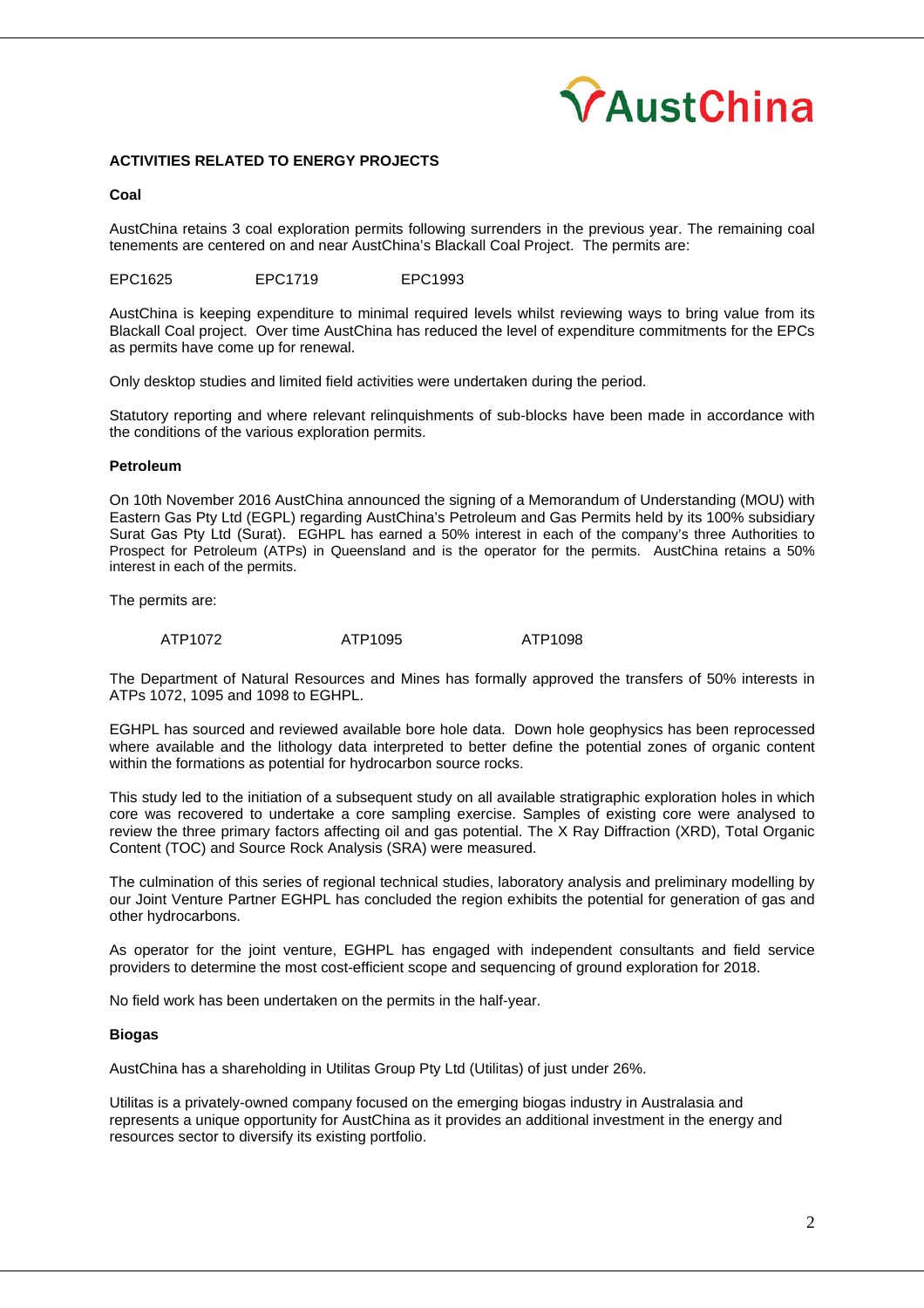## ACTIVITIES RELATED TO ENERGY PROJECTS

### Coal

AustChina retains 3 coal exploration permits following surrenders in the previous year. The remaining coal tenements are centered on and near AustChina's Blackall Coal Project. The permits are:

EPC1625 EPC1719 EPC1993

AustChina is keeping expenditure to minimal required levels whilst reviewing ways to bring value from its Blackall Coal project. Over time AustChina has reduced the level of expenditure commitments for the EPCs as permits have come up for renewal.

Only desktop studies and limited field activities were undertaken during the period.

Statutory reporting and where relevant relinquishments of sub-blocks have been made in accordance with the conditions of the various exploration permits.

### Petroleum

On 10th November 2016 AustChina announced the signing of a Memorandum of Understanding (MOU) with Eastern Gas Pty Ltd (EGPL) regarding AustChina's Petroleum and Gas Permits held by its 100% subsidiary Surat Gas Pty Ltd (Surat). EGHPL has earned a 50% interest in each of the company's three Authorities to Prospect for Petroleum (ATPs) in Queensland and is the operator for the permits. AustChina retains a 50% interest in each of the permits.

The permits are:

ATP1072 ATP1095 ATP1098

The Department of Natural Resources and Mines has formally approved the transfers of 50% interests in ATPs 1072, 1095 and 1098 to EGHPL.

EGHPL has sourced and reviewed available bore hole data. Down hole geophysics has been reprocessed where available and the lithology data interpreted to better define the potential zones of organic content within the formations as potential for hydrocarbon source rocks.

This study led to the initiation of a subsequent study on all available stratigraphic exploration holes in which core was recovered to undertake a core sampling exercise. Samples of existing core were analysed to review the three primary factors affecting oil and gas potential. The X Ray Diffraction (XRD), Total Organic Content (TOC) and Source Rock Analysis (SRA) were measured.

The culmination of this series of regional technical studies, laboratory analysis and preliminary modelling by our Joint Venture Partner EGHPL has concluded the region exhibits the potential for generation of gas and other hydrocarbons.

As operator for the joint venture, EGHPL has engaged with independent consultants and field service providers to determine the most cost-efficient scope and sequencing of ground exploration for 2018.

No field work has been undertaken on the permits in the half-year.

### Biogas

AustChina has a shareholding in Utilitas Group Pty Ltd (Utilitas) of just under 26%.

Utilitas is a privately-owned company focused on the emerging biogas industry in Australasia and represents a unique opportunity for AustChina as it provides an additional investment in the energy and resources sector to diversify its existing portfolio.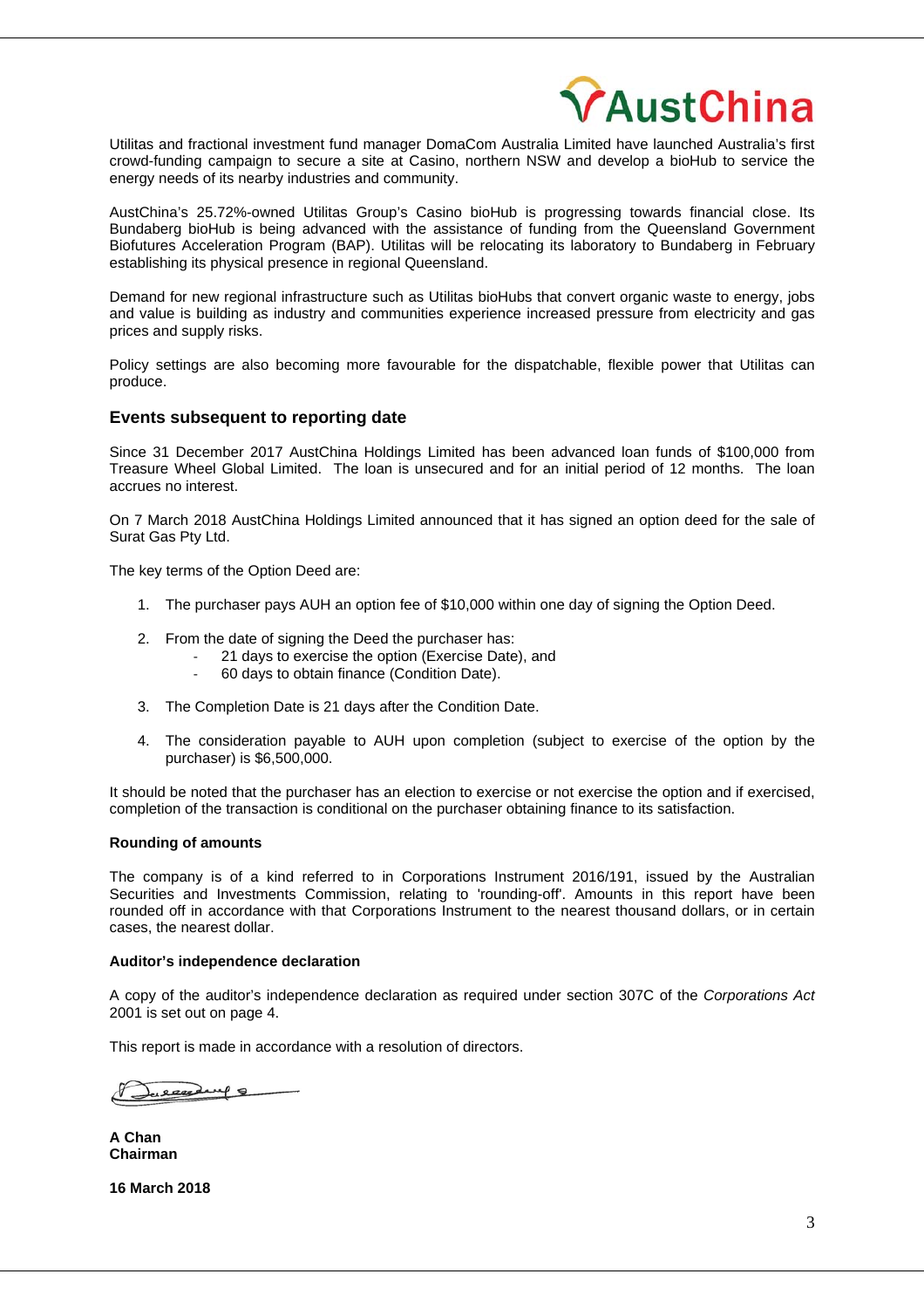Utilitas and fractional investment fund manager DomaCom Australia Limited have launched Australia's first crowd-funding campaign to secure a site at Casino, northern NSW and develop a bioHub to service the energy needs of its nearby industries and community.

AustChina's 25.72%-owned Utilitas Group's Casino bioHub is progressing towards financial close. Its Bundaberg bioHub is being advanced with the assistance of funding from the Queensland Government Biofutures Acceleration Program (BAP). Utilitas will be relocating its laboratory to Bundaberg in February establishing its physical presence in regional Queensland.

Demand for new regional infrastructure such as Utilitas bioHubs that convert organic waste to energy, jobs and value is building as industry and communities experience increased pressure from electricity and gas prices and supply risks.

Policy settings are also becoming more favourable for the dispatchable, flexible power that Utilitas can produce.

## Events subsequent to reporting date

Since 31 December 2017 AustChina Holdings Limited has been advanced loan funds of $100,000 from Treasure Wheel Global Limited. The loan is unsecured and for an initial period of 12 months. The loan accrues no interest.

On 7 March 2018 AustChina Holdings Limited announced that it has signed an option deed for the sale of Surat Gas Pty Ltd.

The key terms of the Option Deed are:

1. The purchaser pays AUH an option fee of $10,000 within one day of signing the Option Deed.
2. From the date of signing the Deed the purchaser has:
   - 21 days to exercise the option (Exercise Date), and
   - 60 days to obtain finance (Condition Date).
3. The Completion Date is 21 days after the Condition Date.
4. The consideration payable to AUH upon completion (subject to exercise of the option by the purchaser) is $6,500,000.

It should be noted that the purchaser has an election to exercise or not exercise the option and if exercised, completion of the transaction is conditional on the purchaser obtaining finance to its satisfaction.

### Rounding of amounts

The company is of a kind referred to in Corporations Instrument 2016/191, issued by the Australian Securities and Investments Commission, relating to 'rounding-off'. Amounts in this report have been rounded off in accordance with that Corporations Instrument to the nearest thousand dollars, or in certain cases, the nearest dollar.

### Auditor's independence declaration

A copy of the auditor's independence declaration as required under section 307C of the *Corporations Act* 2001 is set out on page 4.

This report is made in accordance with a resolution of directors.

**A Chan**
**Chairman**

**16 March 2018**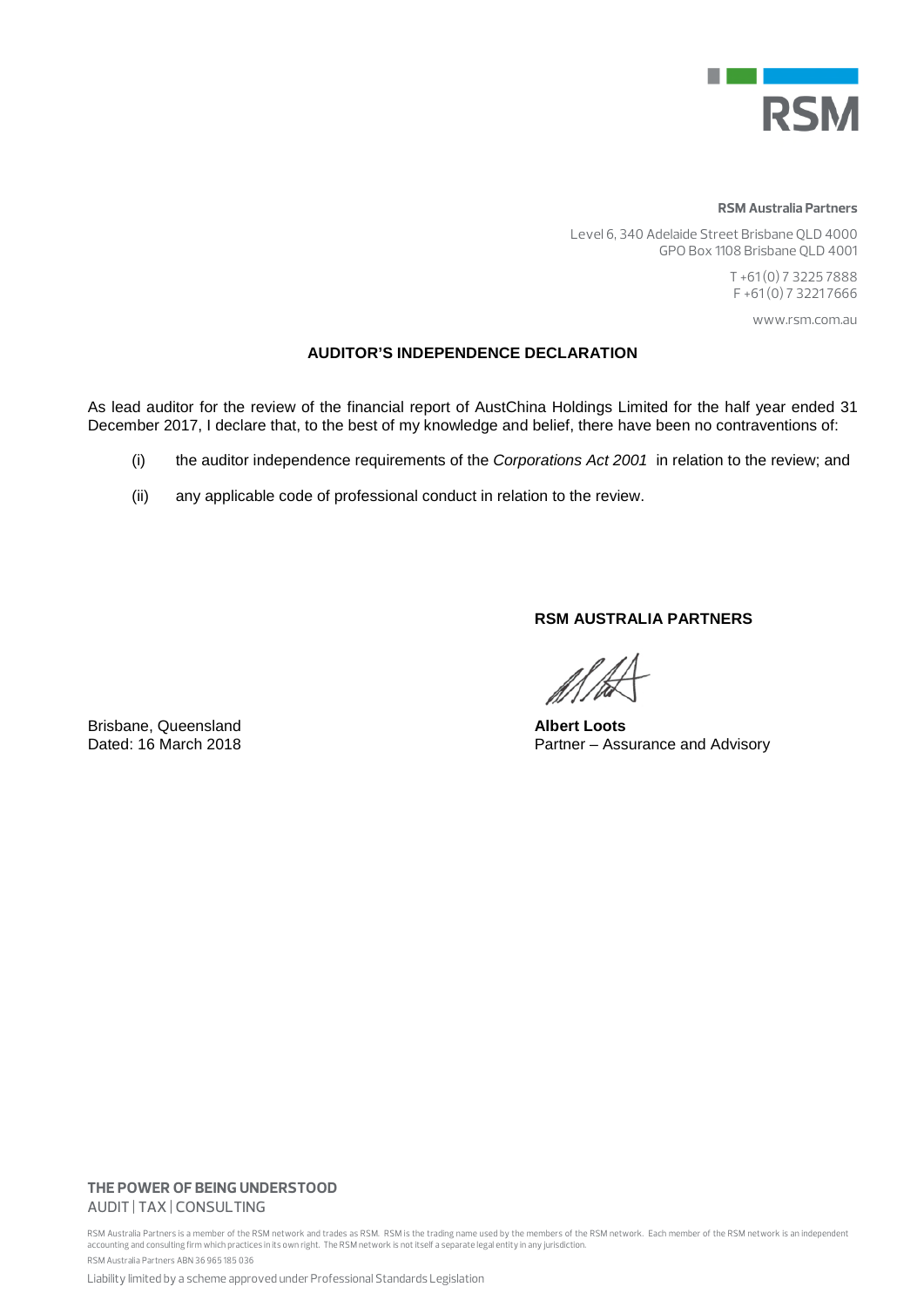**RSM Australia Partners**

Level 6, 340 Adelaide Street Brisbane QLD 4000
GPO Box 1108 Brisbane QLD 4001

T +61 (0) 7 3225 7888
F +61 (0) 7 3221 7666

www.rsm.com.au

## AUDITOR'S INDEPENDENCE DECLARATION

As lead auditor for the review of the financial report of AustChina Holdings Limited for the half year ended 31 December 2017, I declare that, to the best of my knowledge and belief, there have been no contraventions of:

(i) the auditor independence requirements of the *Corporations Act 2001* in relation to the review; and

(ii) any applicable code of professional conduct in relation to the review.

**RSM AUSTRALIA PARTNERS**

**Albert Loots**
Partner – Assurance and Advisory

Brisbane, Queensland
Dated: 16 March 2018

**THE POWER OF BEING UNDERSTOOD**
AUDIT | TAX | CONSULTING

RSM Australia Partners is a member of the RSM network and trades as RSM. RSM is the trading name used by the members of the RSM network. Each member of the RSM network is an independent accounting and consulting firm which practices in its own right. The RSM network is not itself a separate legal entity in any jurisdiction.

RSM Australia Partners ABN 36 965 185 036

Liability limited by a scheme approved under Professional Standards Legislation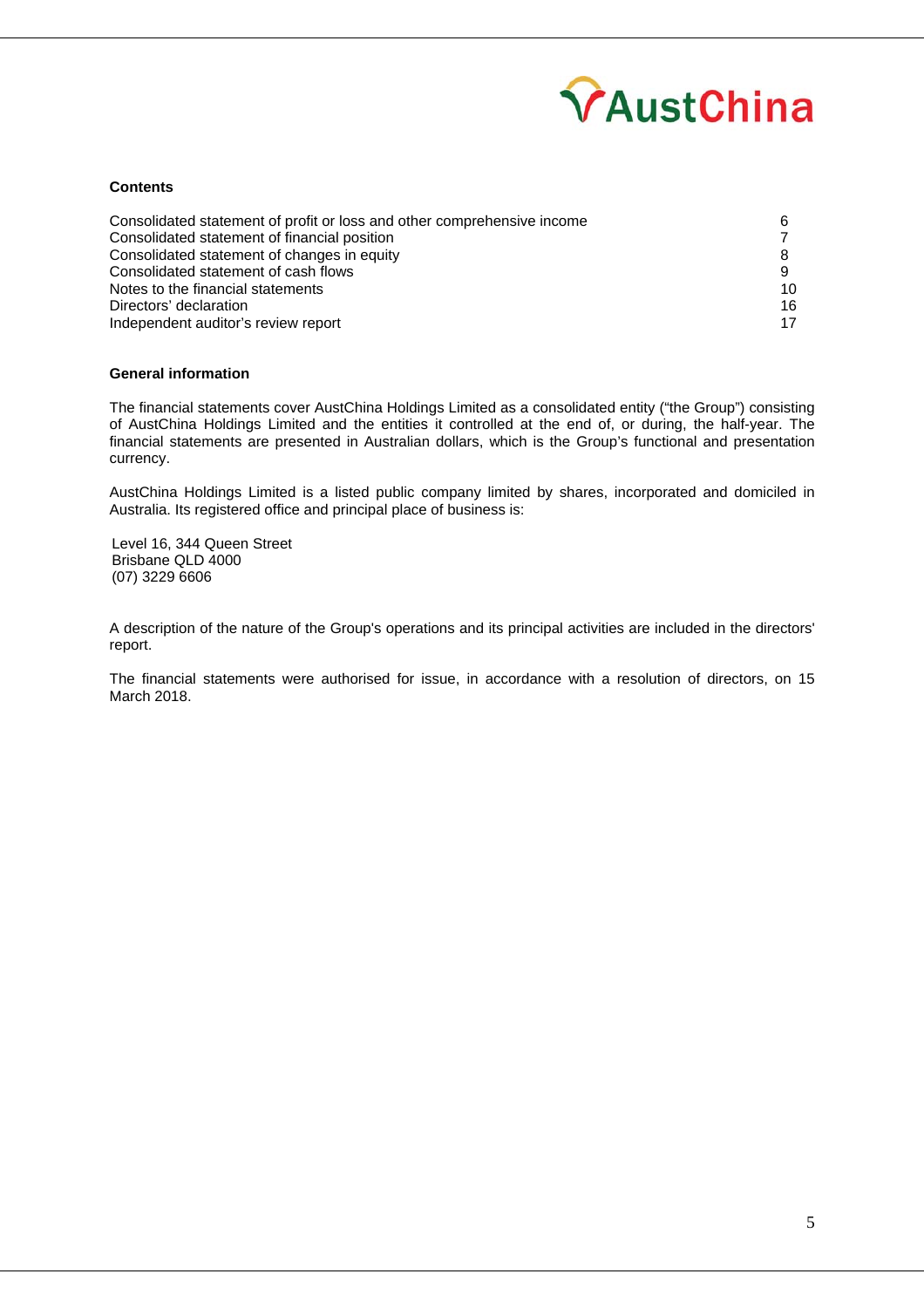## Contents

| | |
|---|---|
| Consolidated statement of profit or loss and other comprehensive income | 6 |
| Consolidated statement of financial position | 7 |
| Consolidated statement of changes in equity | 8 |
| Consolidated statement of cash flows | 9 |
| Notes to the financial statements | 10 |
| Directors' declaration | 16 |
| Independent auditor's review report | 17 |

## General information

The financial statements cover AustChina Holdings Limited as a consolidated entity ("the Group") consisting of AustChina Holdings Limited and the entities it controlled at the end of, or during, the half-year. The financial statements are presented in Australian dollars, which is the Group's functional and presentation currency.

AustChina Holdings Limited is a listed public company limited by shares, incorporated and domiciled in Australia. Its registered office and principal place of business is:

Level 16, 344 Queen Street
Brisbane QLD 4000
(07) 3229 6606

A description of the nature of the Group's operations and its principal activities are included in the directors' report.

The financial statements were authorised for issue, in accordance with a resolution of directors, on 15 March 2018.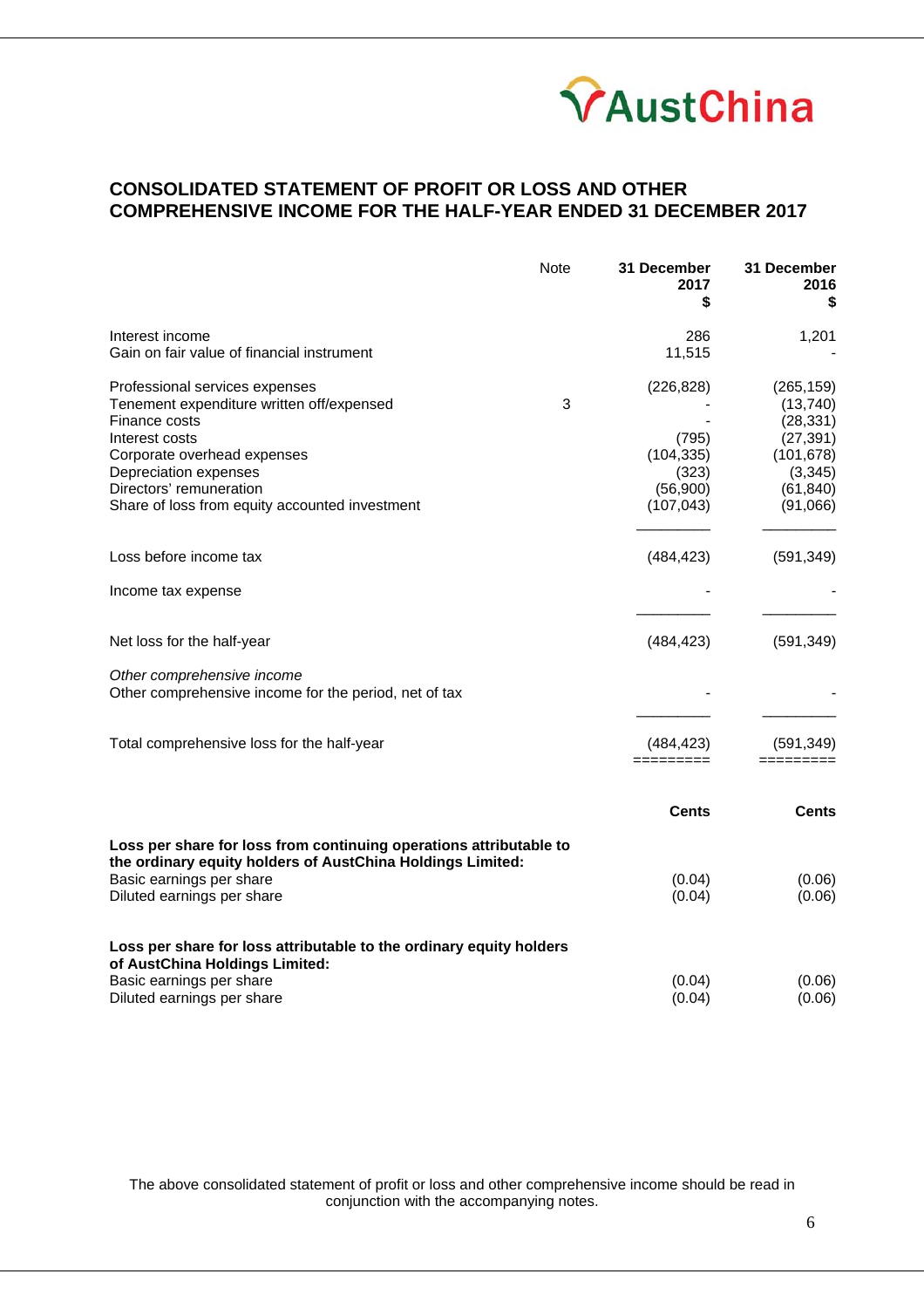## CONSOLIDATED STATEMENT OF PROFIT OR LOSS AND OTHER COMPREHENSIVE INCOME FOR THE HALF-YEAR ENDED 31 DECEMBER 2017

| | Note | 31 December 2017 $ | 31 December 2016 $ |
|---|---|---|---|
| Interest income | | 286 | 1,201 |
| Gain on fair value of financial instrument | | 11,515 | - |
| Professional services expenses | | (226,828) | (265,159) |
| Tenement expenditure written off/expensed | 3 | - | (13,740) |
| Finance costs | | - | (28,331) |
| Interest costs | | (795) | (27,391) |
| Corporate overhead expenses | | (104,335) | (101,678) |
| Depreciation expenses | | (323) | (3,345) |
| Directors' remuneration | | (56,900) | (61,840) |
| Share of loss from equity accounted investment | | (107,043) | (91,066) |
| Loss before income tax | | (484,423) | (591,349) |
| Income tax expense | | - | - |
| Net loss for the half-year | | (484,423) | (591,349) |
| *Other comprehensive income* | | | |
| Other comprehensive income for the period, net of tax | | - | - |
| Total comprehensive loss for the half-year | | (484,423) | (591,349) |

| | Cents | Cents |
|---|---|---|
| **Loss per share for loss from continuing operations attributable to the ordinary equity holders of AustChina Holdings Limited:** | | |
| Basic earnings per share | (0.04) | (0.06) |
| Diluted earnings per share | (0.04) | (0.06) |
| **Loss per share for loss attributable to the ordinary equity holders of AustChina Holdings Limited:** | | |
| Basic earnings per share | (0.04) | (0.06) |
| Diluted earnings per share | (0.04) | (0.06) |

The above consolidated statement of profit or loss and other comprehensive income should be read in conjunction with the accompanying notes.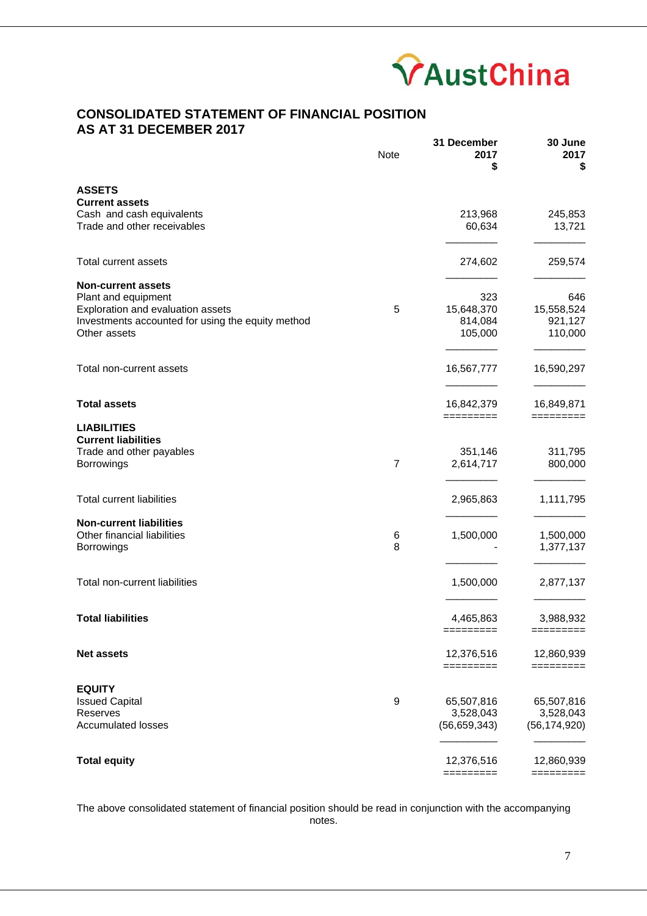AustChina

# CONSOLIDATED STATEMENT OF FINANCIAL POSITION AS AT 31 DECEMBER 2017

| | Note | 31 December 2017 $ | 30 June 2017 $ |
|---|---|---|---|
| **ASSETS** | | | |
| **Current assets** | | | |
| Cash and cash equivalents | | 213,968 | 245,853 |
| Trade and other receivables | | 60,634 | 13,721 |
| Total current assets | | 274,602 | 259,574 |
| **Non-current assets** | | | |
| Plant and equipment | | 323 | 646 |
| Exploration and evaluation assets | 5 | 15,648,370 | 15,558,524 |
| Investments accounted for using the equity method | | 814,084 | 921,127 |
| Other assets | | 105,000 | 110,000 |
| Total non-current assets | | 16,567,777 | 16,590,297 |
| **Total assets** | | 16,842,379 | 16,849,871 |
| **LIABILITIES** | | | |
| **Current liabilities** | | | |
| Trade and other payables | | 351,146 | 311,795 |
| Borrowings | 7 | 2,614,717 | 800,000 |
| Total current liabilities | | 2,965,863 | 1,111,795 |
| **Non-current liabilities** | | | |
| Other financial liabilities | 6 | 1,500,000 | 1,500,000 |
| Borrowings | 8 | - | 1,377,137 |
| Total non-current liabilities | | 1,500,000 | 2,877,137 |
| **Total liabilities** | | 4,465,863 | 3,988,932 |
| **Net assets** | | 12,376,516 | 12,860,939 |
| **EQUITY** | | | |
| Issued Capital | 9 | 65,507,816 | 65,507,816 |
| Reserves | | 3,528,043 | 3,528,043 |
| Accumulated losses | | (56,659,343) | (56,174,920) |
| **Total equity** | | 12,376,516 | 12,860,939 |

The above consolidated statement of financial position should be read in conjunction with the accompanying notes.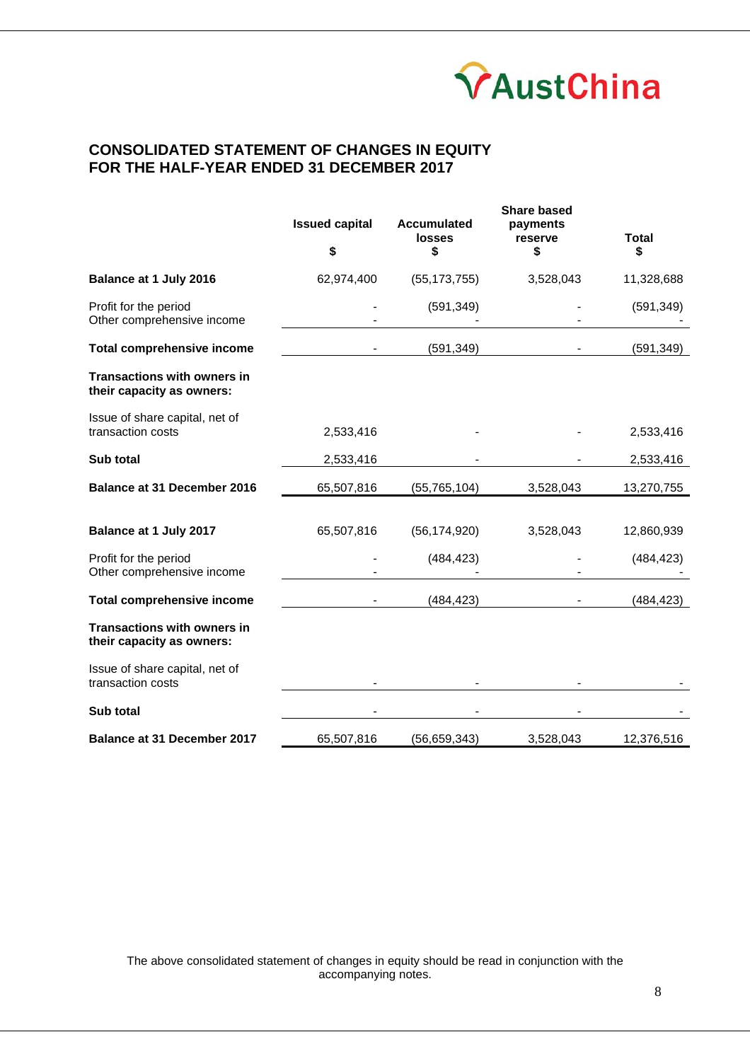# CONSOLIDATED STATEMENT OF CHANGES IN EQUITY
# FOR THE HALF-YEAR ENDED 31 DECEMBER 2017

| | Issued capital<br>$ | Accumulated losses<br>$ | Share based payments reserve<br>$ | Total<br>$ |
|---|---|---|---|---|
| **Balance at 1 July 2016** | 62,974,400 | (55,173,755) | 3,528,043 | 11,328,688 |
| Profit for the period | - | (591,349) | - | (591,349) |
| Other comprehensive income | - | - | - | - |
| **Total comprehensive income** | - | (591,349) | - | (591,349) |
| **Transactions with owners in their capacity as owners:** | | | | |
| Issue of share capital, net of transaction costs | 2,533,416 | - | - | 2,533,416 |
| **Sub total** | 2,533,416 | - | - | 2,533,416 |
| **Balance at 31 December 2016** | 65,507,816 | (55,765,104) | 3,528,043 | 13,270,755 |
| | | | | |
| **Balance at 1 July 2017** | 65,507,816 | (56,174,920) | 3,528,043 | 12,860,939 |
| Profit for the period | - | (484,423) | - | (484,423) |
| Other comprehensive income | - | - | - | - |
| **Total comprehensive income** | - | (484,423) | - | (484,423) |
| **Transactions with owners in their capacity as owners:** | | | | |
| Issue of share capital, net of transaction costs | - | - | - | - |
| **Sub total** | - | - | - | - |
| **Balance at 31 December 2017** | 65,507,816 | (56,659,343) | 3,528,043 | 12,376,516 |

The above consolidated statement of changes in equity should be read in conjunction with the accompanying notes.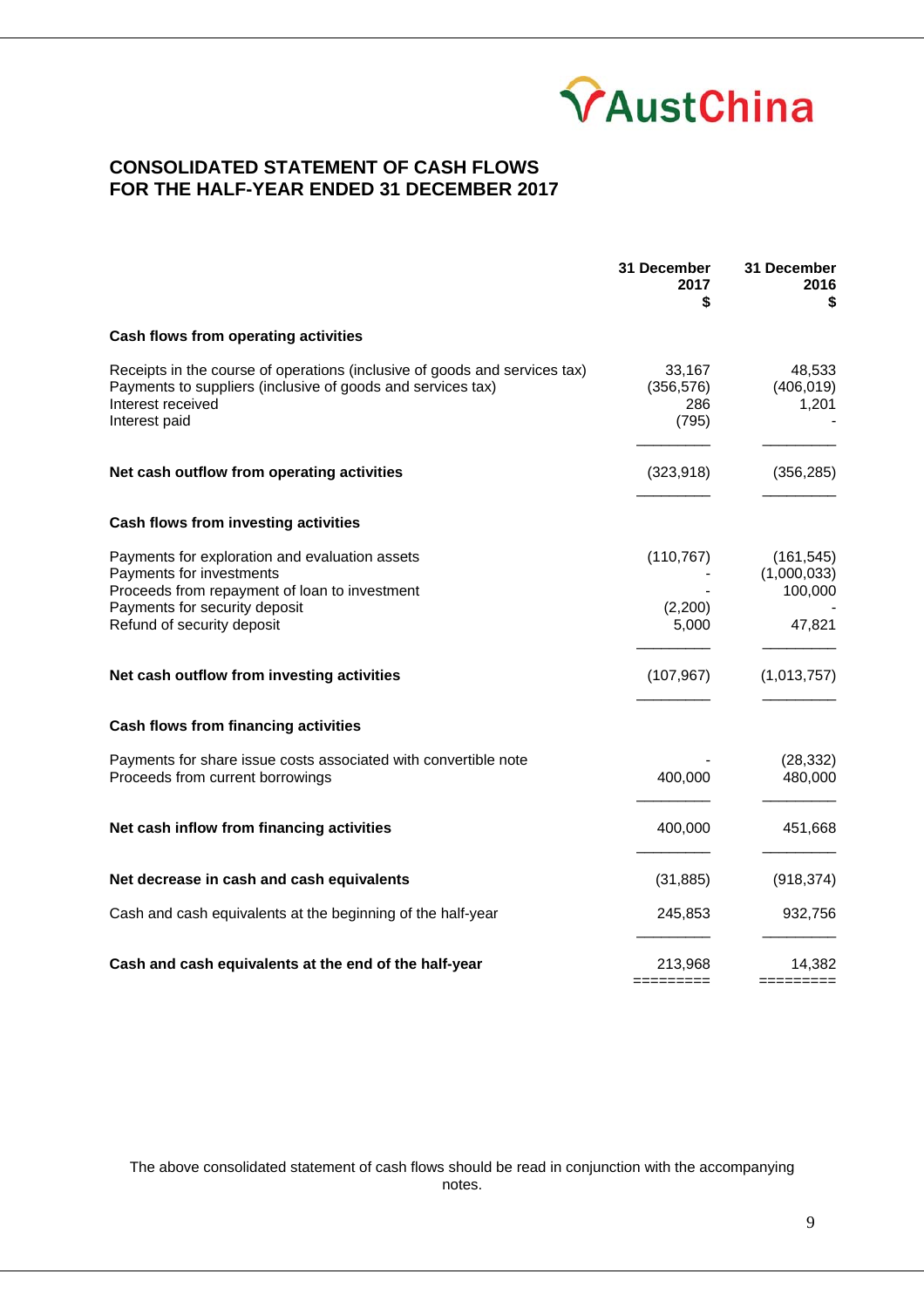# CONSOLIDATED STATEMENT OF CASH FLOWS
# FOR THE HALF-YEAR ENDED 31 DECEMBER 2017

| | 31 December 2017 $ | 31 December 2016 $ |
|---|---|---|
| **Cash flows from operating activities** | | |
| Receipts in the course of operations (inclusive of goods and services tax) | 33,167 | 48,533 |
| Payments to suppliers (inclusive of goods and services tax) | (356,576) | (406,019) |
| Interest received | 286 | 1,201 |
| Interest paid | (795) | - |
| **Net cash outflow from operating activities** | (323,918) | (356,285) |
| **Cash flows from investing activities** | | |
| Payments for exploration and evaluation assets | (110,767) | (161,545) |
| Payments for investments | - | (1,000,033) |
| Proceeds from repayment of loan to investment | - | 100,000 |
| Payments for security deposit | (2,200) | - |
| Refund of security deposit | 5,000 | 47,821 |
| **Net cash outflow from investing activities** | (107,967) | (1,013,757) |
| **Cash flows from financing activities** | | |
| Payments for share issue costs associated with convertible note | - | (28,332) |
| Proceeds from current borrowings | 400,000 | 480,000 |
| **Net cash inflow from financing activities** | 400,000 | 451,668 |
| **Net decrease in cash and cash equivalents** | (31,885) | (918,374) |
| Cash and cash equivalents at the beginning of the half-year | 245,853 | 932,756 |
| **Cash and cash equivalents at the end of the half-year** | 213,968 | 14,382 |

The above consolidated statement of cash flows should be read in conjunction with the accompanying notes.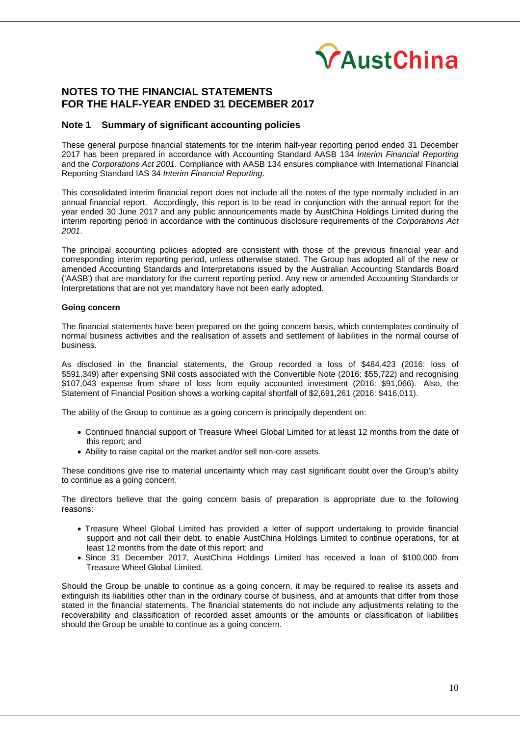# NOTES TO THE FINANCIAL STATEMENTS FOR THE HALF-YEAR ENDED 31 DECEMBER 2017

## Note 1 Summary of significant accounting policies

These general purpose financial statements for the interim half-year reporting period ended 31 December 2017 has been prepared in accordance with Accounting Standard AASB 134 *Interim Financial Reporting* and the *Corporations Act 2001*. Compliance with AASB 134 ensures compliance with International Financial Reporting Standard IAS 34 *Interim Financial Reporting*.

This consolidated interim financial report does not include all the notes of the type normally included in an annual financial report. Accordingly, this report is to be read in conjunction with the annual report for the year ended 30 June 2017 and any public announcements made by AustChina Holdings Limited during the interim reporting period in accordance with the continuous disclosure requirements of the *Corporations Act 2001*.

The principal accounting policies adopted are consistent with those of the previous financial year and corresponding interim reporting period, unless otherwise stated. The Group has adopted all of the new or amended Accounting Standards and Interpretations issued by the Australian Accounting Standards Board ('AASB') that are mandatory for the current reporting period. Any new or amended Accounting Standards or Interpretations that are not yet mandatory have not been early adopted.

**Going concern**

The financial statements have been prepared on the going concern basis, which contemplates continuity of normal business activities and the realisation of assets and settlement of liabilities in the normal course of business.

As disclosed in the financial statements, the Group recorded a loss of $484,423 (2016: loss of $591,349) after expensing $Nil costs associated with the Convertible Note (2016: $55,722) and recognising $107,043 expense from share of loss from equity accounted investment (2016: $91,066). Also, the Statement of Financial Position shows a working capital shortfall of $2,691,261 (2016: $416,011).

The ability of the Group to continue as a going concern is principally dependent on:

- Continued financial support of Treasure Wheel Global Limited for at least 12 months from the date of this report; and
- Ability to raise capital on the market and/or sell non-core assets.

These conditions give rise to material uncertainty which may cast significant doubt over the Group's ability to continue as a going concern.

The directors believe that the going concern basis of preparation is appropriate due to the following reasons:

- Treasure Wheel Global Limited has provided a letter of support undertaking to provide financial support and not call their debt, to enable AustChina Holdings Limited to continue operations, for at least 12 months from the date of this report; and
- Since 31 December 2017, AustChina Holdings Limited has received a loan of $100,000 from Treasure Wheel Global Limited.

Should the Group be unable to continue as a going concern, it may be required to realise its assets and extinguish its liabilities other than in the ordinary course of business, and at amounts that differ from those stated in the financial statements. The financial statements do not include any adjustments relating to the recoverability and classification of recorded asset amounts or the amounts or classification of liabilities should the Group be unable to continue as a going concern.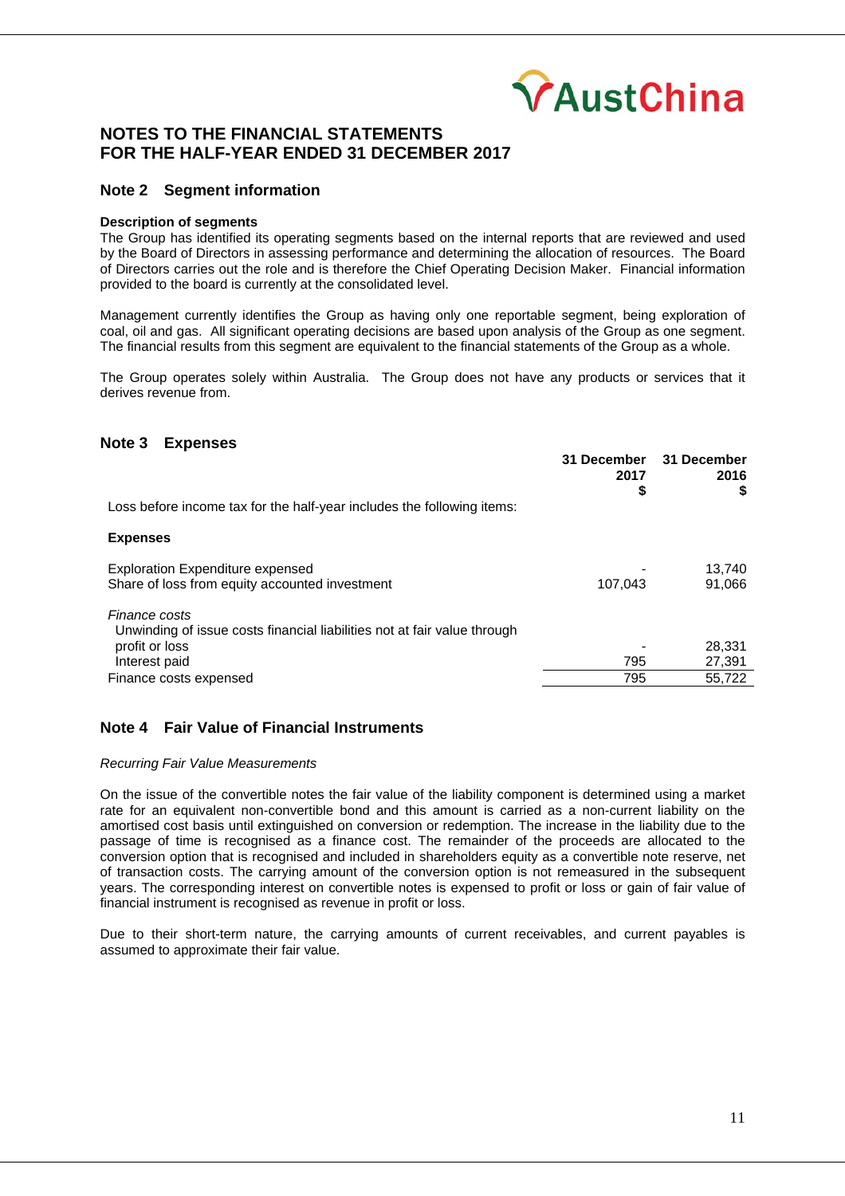# NOTES TO THE FINANCIAL STATEMENTS FOR THE HALF-YEAR ENDED 31 DECEMBER 2017

## Note 2 Segment information

**Description of segments**

The Group has identified its operating segments based on the internal reports that are reviewed and used by the Board of Directors in assessing performance and determining the allocation of resources. The Board of Directors carries out the role and is therefore the Chief Operating Decision Maker. Financial information provided to the board is currently at the consolidated level.

Management currently identifies the Group as having only one reportable segment, being exploration of coal, oil and gas. All significant operating decisions are based upon analysis of the Group as one segment. The financial results from this segment are equivalent to the financial statements of the Group as a whole.

The Group operates solely within Australia. The Group does not have any products or services that it derives revenue from.

## Note 3 Expenses

| | 31 December 2017 $ | 31 December 2016 $ |
|---|---|---|
| Loss before income tax for the half-year includes the following items: | | |
| **Expenses** | | |
| Exploration Expenditure expensed | - | 13,740 |
| Share of loss from equity accounted investment | 107,043 | 91,066 |
| *Finance costs* | | |
| Unwinding of issue costs financial liabilities not at fair value through profit or loss | - | 28,331 |
| Interest paid | 795 | 27,391 |
| Finance costs expensed | 795 | 55,722 |

## Note 4 Fair Value of Financial Instruments

*Recurring Fair Value Measurements*

On the issue of the convertible notes the fair value of the liability component is determined using a market rate for an equivalent non-convertible bond and this amount is carried as a non-current liability on the amortised cost basis until extinguished on conversion or redemption. The increase in the liability due to the passage of time is recognised as a finance cost. The remainder of the proceeds are allocated to the conversion option that is recognised and included in shareholders equity as a convertible note reserve, net of transaction costs. The carrying amount of the conversion option is not remeasured in the subsequent years. The corresponding interest on convertible notes is expensed to profit or loss or gain of fair value of financial instrument is recognised as revenue in profit or loss.

Due to their short-term nature, the carrying amounts of current receivables, and current payables is assumed to approximate their fair value.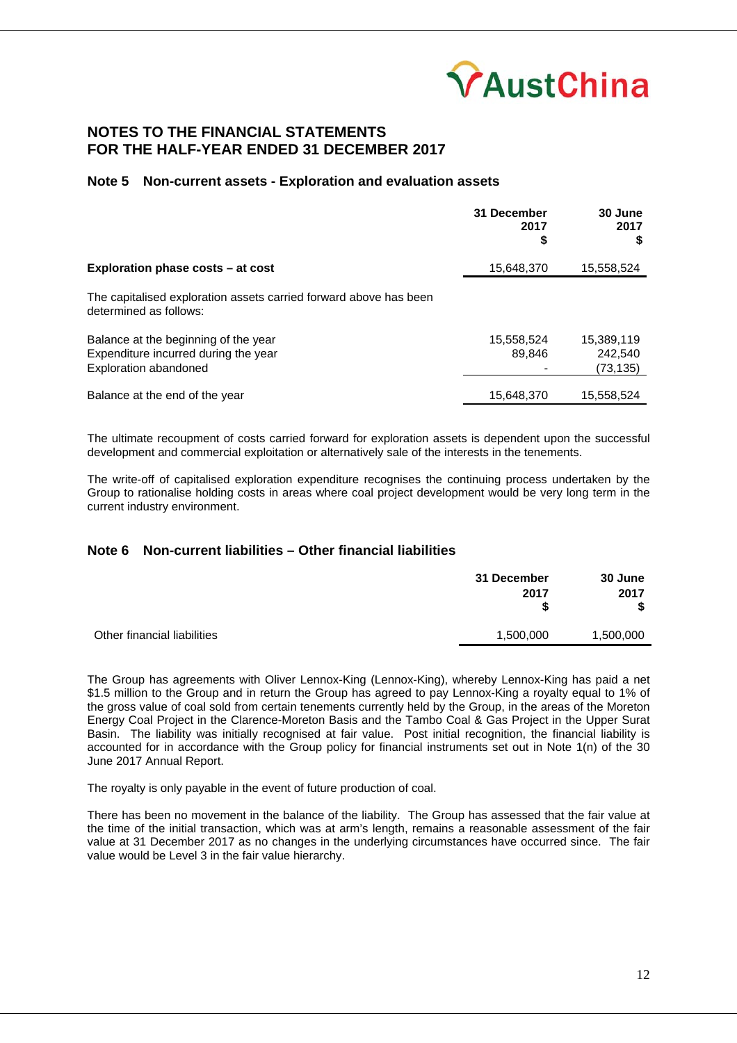## NOTES TO THE FINANCIAL STATEMENTS
## FOR THE HALF-YEAR ENDED 31 DECEMBER 2017

### Note 5 Non-current assets - Exploration and evaluation assets

| | 31 December 2017 $ | 30 June 2017 $ |
|---|---|---|
| **Exploration phase costs – at cost** | 15,648,370 | 15,558,524 |
| The capitalised exploration assets carried forward above has been determined as follows: | | |
| Balance at the beginning of the year | 15,558,524 | 15,389,119 |
| Expenditure incurred during the year | 89,846 | 242,540 |
| Exploration abandoned | - | (73,135) |
| Balance at the end of the year | 15,648,370 | 15,558,524 |

The ultimate recoupment of costs carried forward for exploration assets is dependent upon the successful development and commercial exploitation or alternatively sale of the interests in the tenements.

The write-off of capitalised exploration expenditure recognises the continuing process undertaken by the Group to rationalise holding costs in areas where coal project development would be very long term in the current industry environment.

### Note 6 Non-current liabilities – Other financial liabilities

| | 31 December 2017 $ | 30 June 2017 $ |
|---|---|---|
| Other financial liabilities | 1,500,000 | 1,500,000 |

The Group has agreements with Oliver Lennox-King (Lennox-King), whereby Lennox-King has paid a net $1.5 million to the Group and in return the Group has agreed to pay Lennox-King a royalty equal to 1% of the gross value of coal sold from certain tenements currently held by the Group, in the areas of the Moreton Energy Coal Project in the Clarence-Moreton Basis and the Tambo Coal & Gas Project in the Upper Surat Basin. The liability was initially recognised at fair value. Post initial recognition, the financial liability is accounted for in accordance with the Group policy for financial instruments set out in Note 1(n) of the 30 June 2017 Annual Report.

The royalty is only payable in the event of future production of coal.

There has been no movement in the balance of the liability. The Group has assessed that the fair value at the time of the initial transaction, which was at arm's length, remains a reasonable assessment of the fair value at 31 December 2017 as no changes in the underlying circumstances have occurred since. The fair value would be Level 3 in the fair value hierarchy.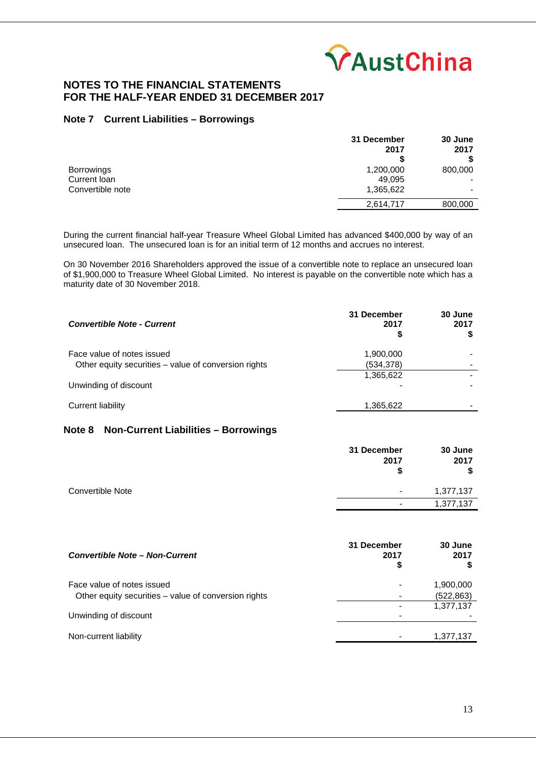## NOTES TO THE FINANCIAL STATEMENTS FOR THE HALF-YEAR ENDED 31 DECEMBER 2017

### Note 7 Current Liabilities – Borrowings

| | 31 December 2017 $ | 30 June 2017 $ |
|---|---|---|
| Borrowings | 1,200,000 | 800,000 |
| Current loan | 49,095 | - |
| Convertible note | 1,365,622 | - |
| | 2,614,717 | 800,000 |

During the current financial half-year Treasure Wheel Global Limited has advanced $400,000 by way of an unsecured loan. The unsecured loan is for an initial term of 12 months and accrues no interest.

On 30 November 2016 Shareholders approved the issue of a convertible note to replace an unsecured loan of $1,900,000 to Treasure Wheel Global Limited. No interest is payable on the convertible note which has a maturity date of 30 November 2018.

| ***Convertible Note - Current*** | 31 December 2017 $ | 30 June 2017 $ |
|---|---|---|
| Face value of notes issued | 1,900,000 | - |
| Other equity securities – value of conversion rights | (534,378) | - |
| | 1,365,622 | - |
| Unwinding of discount | - | - |
| Current liability | 1,365,622 | - |

### Note 8 Non-Current Liabilities – Borrowings

| | 31 December 2017 $ | 30 June 2017 $ |
|---|---|---|
| Convertible Note | - | 1,377,137 |
| | - | 1,377,137 |

| ***Convertible Note – Non-Current*** | 31 December 2017 $ | 30 June 2017 $ |
|---|---|---|
| Face value of notes issued | - | 1,900,000 |
| Other equity securities – value of conversion rights | - | (522,863) |
| | - | 1,377,137 |
| Unwinding of discount | - | - |
| Non-current liability | - | 1,377,137 |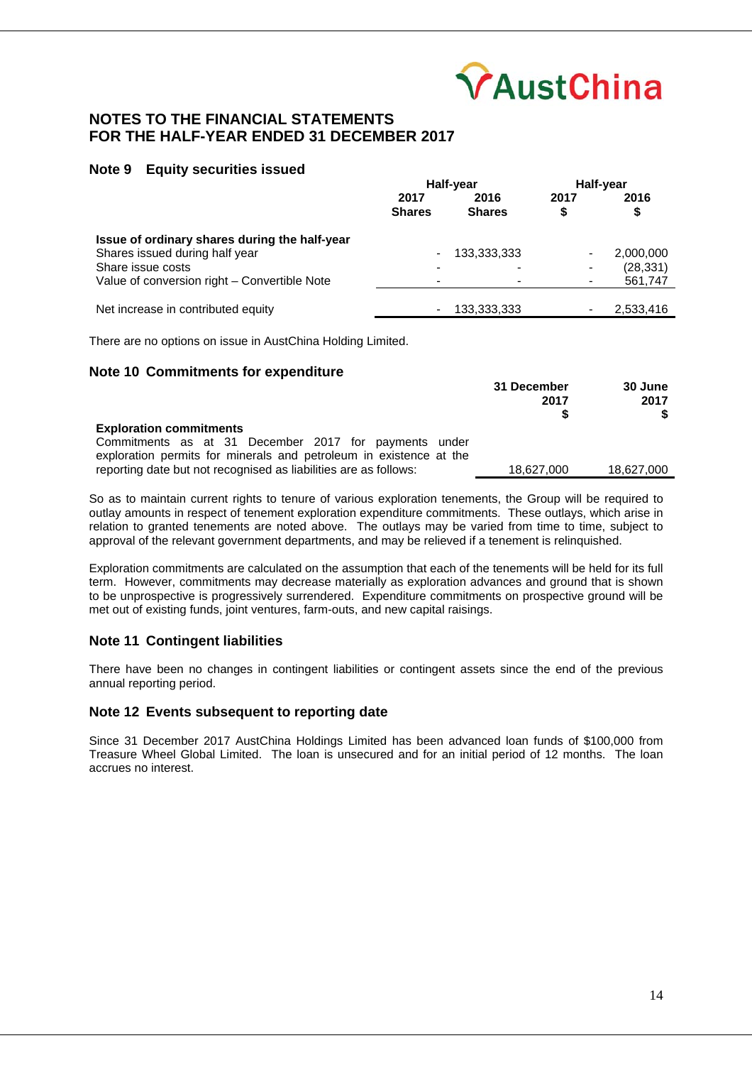# NOTES TO THE FINANCIAL STATEMENTS
# FOR THE HALF-YEAR ENDED 31 DECEMBER 2017

## Note 9 Equity securities issued

| | Half-year | | Half-year | |
|---|---|---|---|---|
| | 2017 Shares | 2016 Shares | 2017 $ | 2016 $ |
| **Issue of ordinary shares during the half-year** | | | | |
| Shares issued during half year | - | 133,333,333 | - | 2,000,000 |
| Share issue costs | - | - | - | (28,331) |
| Value of conversion right – Convertible Note | - | - | - | 561,747 |
| Net increase in contributed equity | - | 133,333,333 | - | 2,533,416 |

There are no options on issue in AustChina Holding Limited.

## Note 10 Commitments for expenditure

| | 31 December 2017 $ | 30 June 2017 $ |
|---|---|---|
| **Exploration commitments** | | |
| Commitments as at 31 December 2017 for payments under exploration permits for minerals and petroleum in existence at the reporting date but not recognised as liabilities are as follows: | 18,627,000 | 18,627,000 |

So as to maintain current rights to tenure of various exploration tenements, the Group will be required to outlay amounts in respect of tenement exploration expenditure commitments. These outlays, which arise in relation to granted tenements are noted above. The outlays may be varied from time to time, subject to approval of the relevant government departments, and may be relieved if a tenement is relinquished.

Exploration commitments are calculated on the assumption that each of the tenements will be held for its full term. However, commitments may decrease materially as exploration advances and ground that is shown to be unprospective is progressively surrendered. Expenditure commitments on prospective ground will be met out of existing funds, joint ventures, farm-outs, and new capital raisings.

## Note 11 Contingent liabilities

There have been no changes in contingent liabilities or contingent assets since the end of the previous annual reporting period.

## Note 12 Events subsequent to reporting date

Since 31 December 2017 AustChina Holdings Limited has been advanced loan funds of $100,000 from Treasure Wheel Global Limited. The loan is unsecured and for an initial period of 12 months. The loan accrues no interest.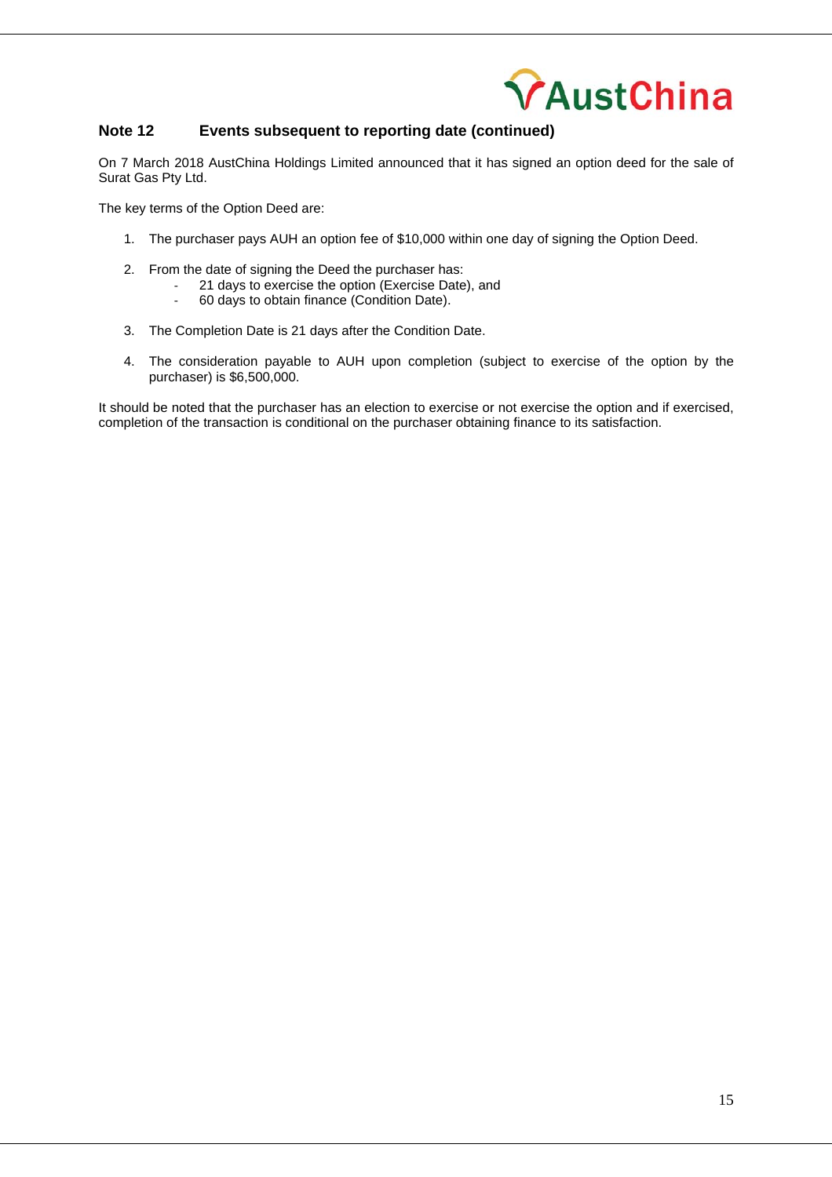## Note 12 Events subsequent to reporting date (continued)

On 7 March 2018 AustChina Holdings Limited announced that it has signed an option deed for the sale of Surat Gas Pty Ltd.

The key terms of the Option Deed are:

1. The purchaser pays AUH an option fee of $10,000 within one day of signing the Option Deed.

2. From the date of signing the Deed the purchaser has:
   - 21 days to exercise the option (Exercise Date), and
   - 60 days to obtain finance (Condition Date).

3. The Completion Date is 21 days after the Condition Date.

4. The consideration payable to AUH upon completion (subject to exercise of the option by the purchaser) is $6,500,000.

It should be noted that the purchaser has an election to exercise or not exercise the option and if exercised, completion of the transaction is conditional on the purchaser obtaining finance to its satisfaction.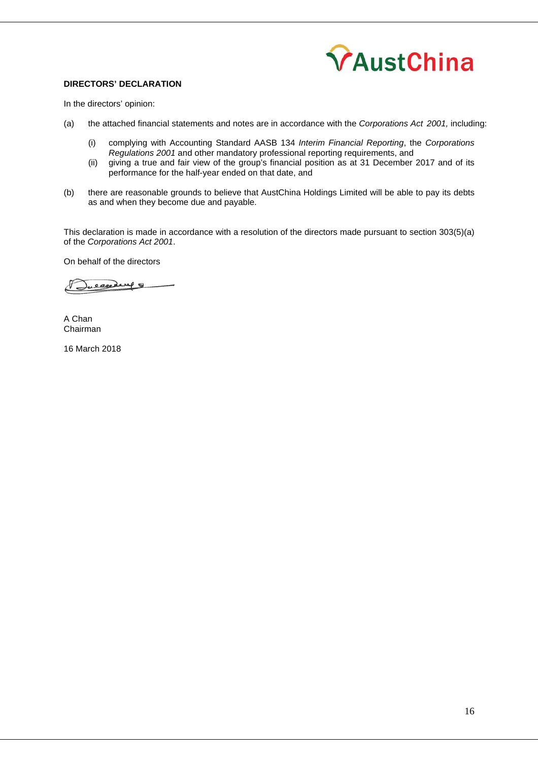**DIRECTORS' DECLARATION**

In the directors' opinion:

(a) the attached financial statements and notes are in accordance with the *Corporations Act 2001,* including:

  (i) complying with Accounting Standard AASB 134 *Interim Financial Reporting*, the *Corporations Regulations 2001* and other mandatory professional reporting requirements, and

  (ii) giving a true and fair view of the group's financial position as at 31 December 2017 and of its performance for the half-year ended on that date, and

(b) there are reasonable grounds to believe that AustChina Holdings Limited will be able to pay its debts as and when they become due and payable.

This declaration is made in accordance with a resolution of the directors made pursuant to section 303(5)(a) of the *Corporations Act 2001*.

On behalf of the directors

A Chan
Chairman

16 March 2018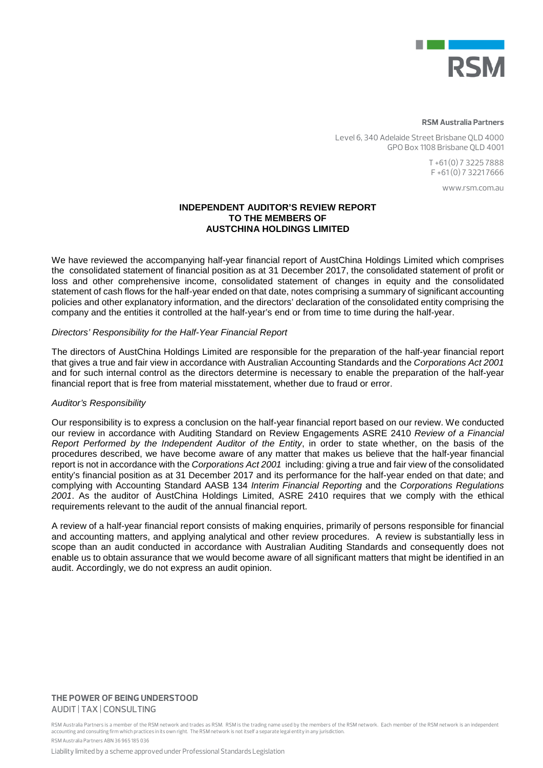**RSM Australia Partners**

Level 6, 340 Adelaide Street Brisbane QLD 4000
GPO Box 1108 Brisbane QLD 4001

T +61 (0) 7 3225 7888
F +61 (0) 7 3221 7666

www.rsm.com.au

# INDEPENDENT AUDITOR'S REVIEW REPORT TO THE MEMBERS OF AUSTCHINA HOLDINGS LIMITED

We have reviewed the accompanying half-year financial report of AustChina Holdings Limited which comprises the consolidated statement of financial position as at 31 December 2017, the consolidated statement of profit or loss and other comprehensive income, consolidated statement of changes in equity and the consolidated statement of cash flows for the half-year ended on that date, notes comprising a summary of significant accounting policies and other explanatory information, and the directors' declaration of the consolidated entity comprising the company and the entities it controlled at the half-year's end or from time to time during the half-year.

*Directors' Responsibility for the Half-Year Financial Report*

The directors of AustChina Holdings Limited are responsible for the preparation of the half-year financial report that gives a true and fair view in accordance with Australian Accounting Standards and the *Corporations Act 2001* and for such internal control as the directors determine is necessary to enable the preparation of the half-year financial report that is free from material misstatement, whether due to fraud or error.

*Auditor's Responsibility*

Our responsibility is to express a conclusion on the half-year financial report based on our review. We conducted our review in accordance with Auditing Standard on Review Engagements ASRE 2410 *Review of a Financial Report Performed by the Independent Auditor of the Entity*, in order to state whether, on the basis of the procedures described, we have become aware of any matter that makes us believe that the half-year financial report is not in accordance with the *Corporations Act 2001* including: giving a true and fair view of the consolidated entity's financial position as at 31 December 2017 and its performance for the half-year ended on that date; and complying with Accounting Standard AASB 134 *Interim Financial Reporting* and the *Corporations Regulations 2001*. As the auditor of AustChina Holdings Limited, ASRE 2410 requires that we comply with the ethical requirements relevant to the audit of the annual financial report.

A review of a half-year financial report consists of making enquiries, primarily of persons responsible for financial and accounting matters, and applying analytical and other review procedures. A review is substantially less in scope than an audit conducted in accordance with Australian Auditing Standards and consequently does not enable us to obtain assurance that we would become aware of all significant matters that might be identified in an audit. Accordingly, we do not express an audit opinion.

**THE POWER OF BEING UNDERSTOOD**
AUDIT | TAX | CONSULTING

RSM Australia Partners is a member of the RSM network and trades as RSM. RSM is the trading name used by the members of the RSM network. Each member of the RSM network is an independent accounting and consulting firm which practices in its own right. The RSM network is not itself a separate legal entity in any jurisdiction.

RSM Australia Partners ABN 36 965 185 036

Liability limited by a scheme approved under Professional Standards Legislation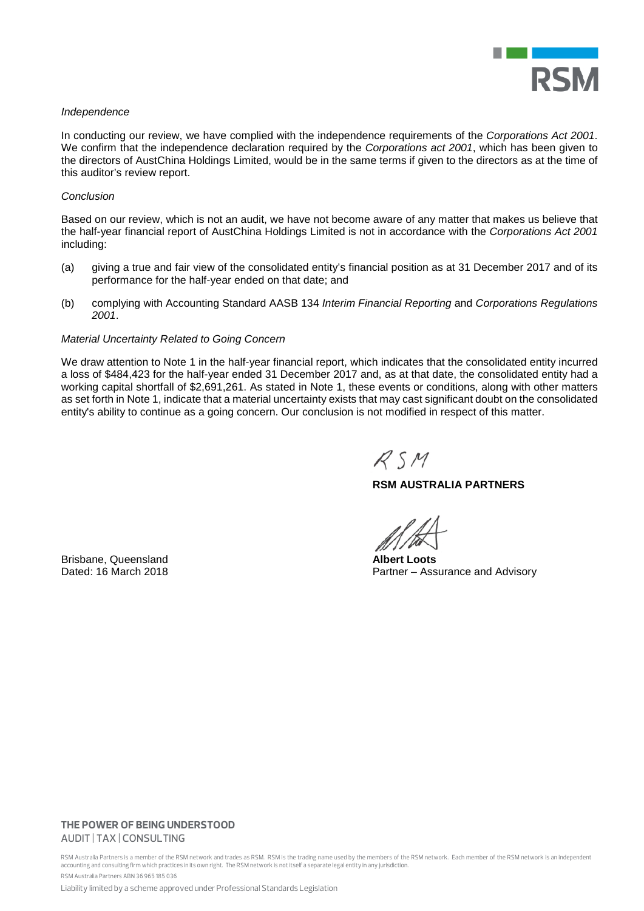*Independence*

In conducting our review, we have complied with the independence requirements of the *Corporations Act 2001*. We confirm that the independence declaration required by the *Corporations act 2001*, which has been given to the directors of AustChina Holdings Limited, would be in the same terms if given to the directors as at the time of this auditor's review report.

*Conclusion*

Based on our review, which is not an audit, we have not become aware of any matter that makes us believe that the half-year financial report of AustChina Holdings Limited is not in accordance with the *Corporations Act 2001* including:

(a) giving a true and fair view of the consolidated entity's financial position as at 31 December 2017 and of its performance for the half-year ended on that date; and

(b) complying with Accounting Standard AASB 134 *Interim Financial Reporting* and *Corporations Regulations 2001*.

*Material Uncertainty Related to Going Concern*

We draw attention to Note 1 in the half-year financial report, which indicates that the consolidated entity incurred a loss of $484,423 for the half-year ended 31 December 2017 and, as at that date, the consolidated entity had a working capital shortfall of $2,691,261. As stated in Note 1, these events or conditions, along with other matters as set forth in Note 1, indicate that a material uncertainty exists that may cast significant doubt on the consolidated entity's ability to continue as a going concern. Our conclusion is not modified in respect of this matter.

RSM

**RSM AUSTRALIA PARTNERS**

**Albert Loots**
Partner – Assurance and Advisory

Brisbane, Queensland
Dated: 16 March 2018

**THE POWER OF BEING UNDERSTOOD**
AUDIT | TAX | CONSULTING

RSM Australia Partners is a member of the RSM network and trades as RSM. RSM is the trading name used by the members of the RSM network. Each member of the RSM network is an independent accounting and consulting firm which practices in its own right. The RSM network is not itself a separate legal entity in any jurisdiction.

RSM Australia Partners ABN 36 965 185 036

Liability limited by a scheme approved under Professional Standards Legislation